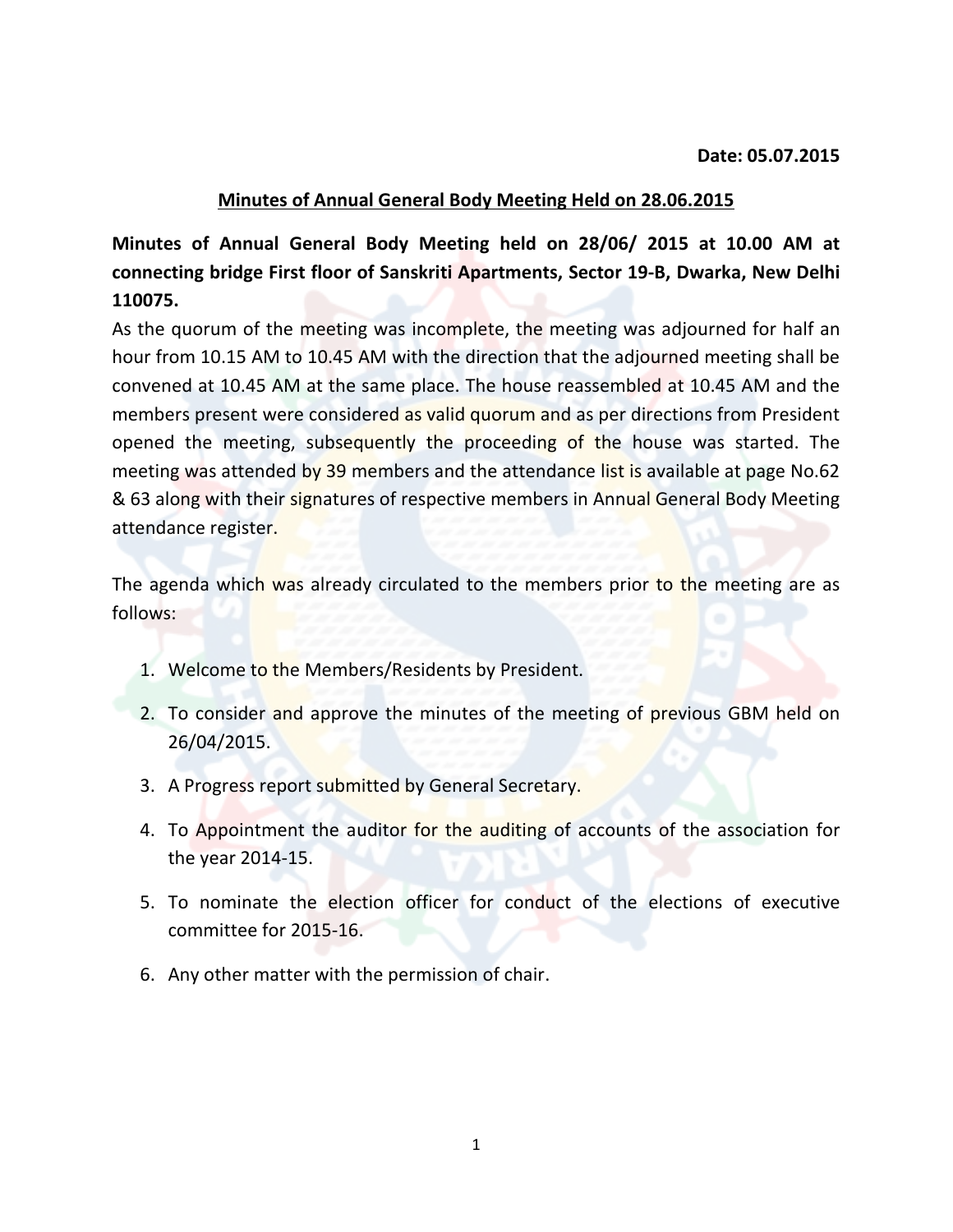**Date: 05.07.2015**

## Minutes of Annual General Body Meeting Held on 28.06.2015

**Minutes of Annual General Body Meeting held on 28/06/ 2015 at 10.00 AM at connecting bridge First floor of Sanskriti Apartments, Sector 19-B, Dwarka, New Delhi 110075.**

As the quorum of the meeting was incomplete, the meeting was adjourned for half an hour from 10.15 AM to 10.45 AM with the direction that the adjourned meeting shall be convened at 10.45 AM at the same place. The house reassembled at 10.45 AM and the members present were considered as valid quorum and as per directions from President opened the meeting, subsequently the proceeding of the house was started. The meeting was attended by 39 members and the attendance list is available at page No.62 & 63 along with their signatures of respective members in Annual General Body Meeting attendance register.

The agenda which was already circulated to the members prior to the meeting are as follows:

1. Welcome to the Members/Residents by President.
2. To consider and approve the minutes of the meeting of previous GBM held on 26/04/2015.
3. A Progress report submitted by General Secretary.
4. To Appointment the auditor for the auditing of accounts of the association for the year 2014-15.
5. To nominate the election officer for conduct of the elections of executive committee for 2015-16.
6. Any other matter with the permission of chair.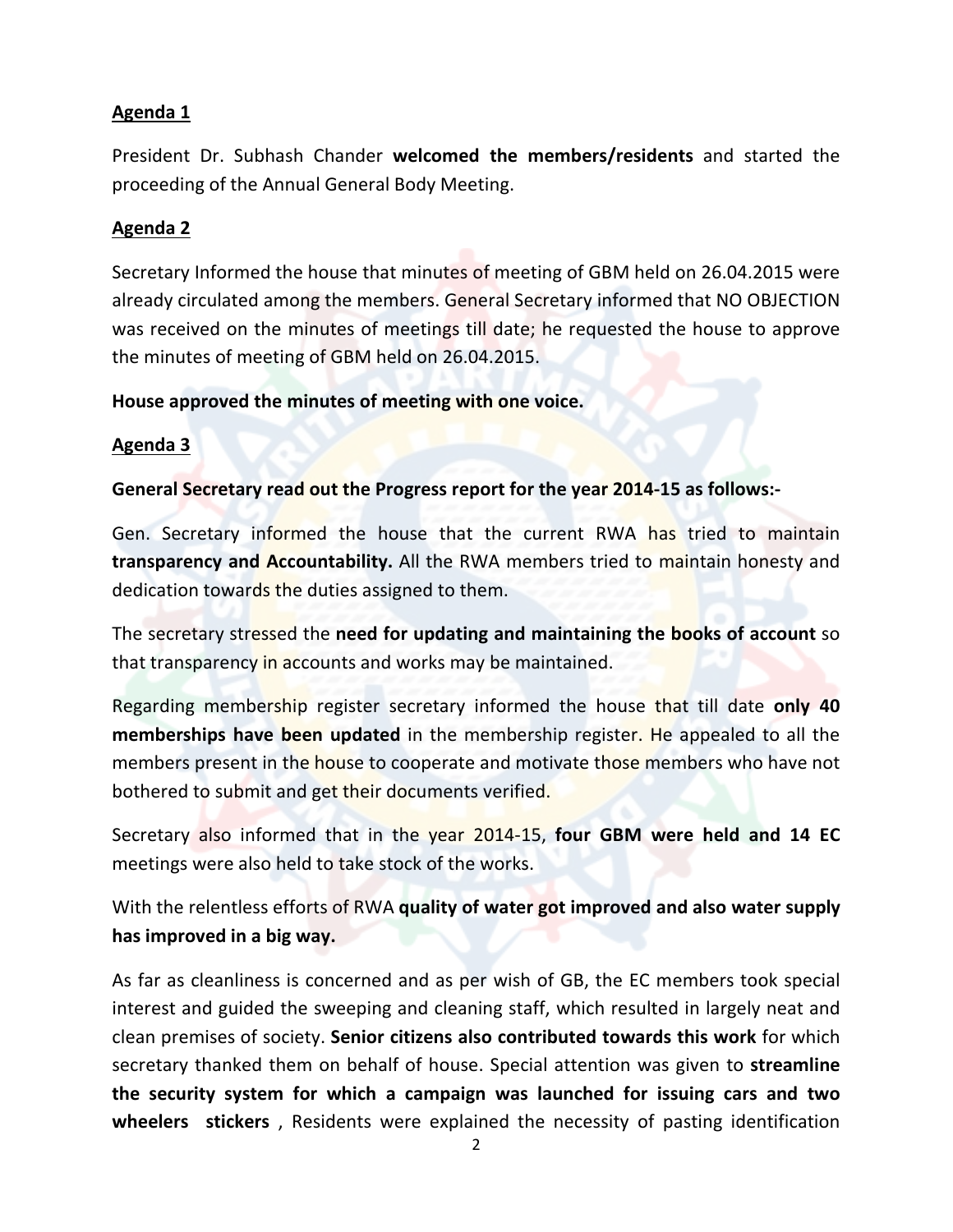**Agenda 1**

President Dr. Subhash Chander **welcomed the members/residents** and started the proceeding of the Annual General Body Meeting.

**Agenda 2**

Secretary Informed the house that minutes of meeting of GBM held on 26.04.2015 were already circulated among the members. General Secretary informed that NO OBJECTION was received on the minutes of meetings till date; he requested the house to approve the minutes of meeting of GBM held on 26.04.2015.

**House approved the minutes of meeting with one voice.**

**Agenda 3**

**General Secretary read out the Progress report for the year 2014-15 as follows:-**

Gen. Secretary informed the house that the current RWA has tried to maintain **transparency and Accountability.** All the RWA members tried to maintain honesty and dedication towards the duties assigned to them.

The secretary stressed the **need for updating and maintaining the books of account** so that transparency in accounts and works may be maintained.

Regarding membership register secretary informed the house that till date **only 40 memberships have been updated** in the membership register. He appealed to all the members present in the house to cooperate and motivate those members who have not bothered to submit and get their documents verified.

Secretary also informed that in the year 2014-15, **four GBM were held and 14 EC** meetings were also held to take stock of the works.

With the relentless efforts of RWA **quality of water got improved and also water supply has improved in a big way.**

As far as cleanliness is concerned and as per wish of GB, the EC members took special interest and guided the sweeping and cleaning staff, which resulted in largely neat and clean premises of society. **Senior citizens also contributed towards this work** for which secretary thanked them on behalf of house. Special attention was given to **streamline the security system for which a campaign was launched for issuing cars and two wheelers stickers** , Residents were explained the necessity of pasting identification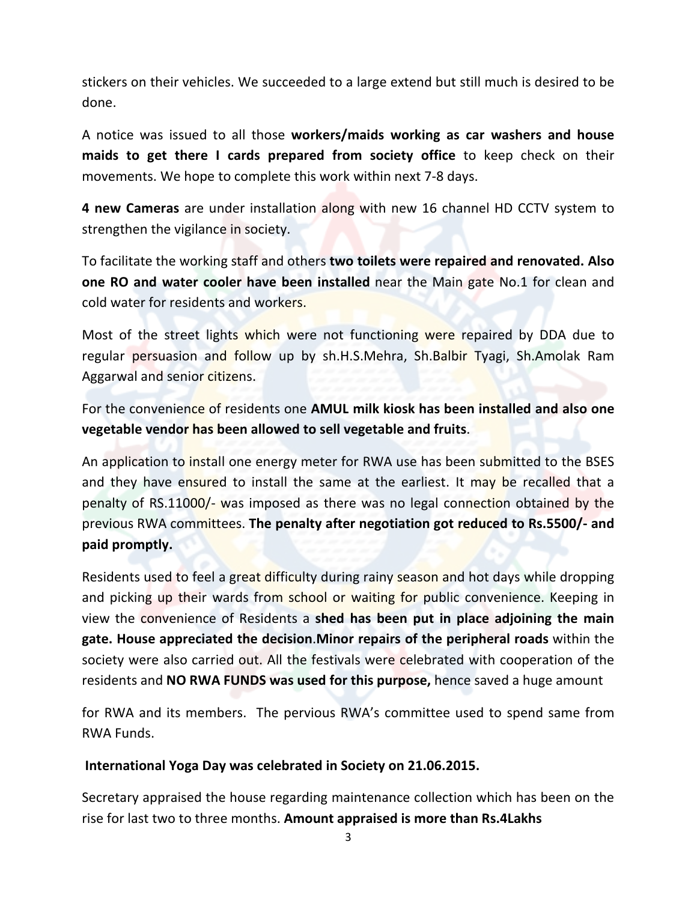stickers on their vehicles. We succeeded to a large extend but still much is desired to be done.

A notice was issued to all those **workers/maids working as car washers and house maids to get there I cards prepared from society office** to keep check on their movements. We hope to complete this work within next 7-8 days.

**4 new Cameras** are under installation along with new 16 channel HD CCTV system to strengthen the vigilance in society.

To facilitate the working staff and others **two toilets were repaired and renovated. Also one RO and water cooler have been installed** near the Main gate No.1 for clean and cold water for residents and workers.

Most of the street lights which were not functioning were repaired by DDA due to regular persuasion and follow up by sh.H.S.Mehra, Sh.Balbir Tyagi, Sh.Amolak Ram Aggarwal and senior citizens.

For the convenience of residents one **AMUL milk kiosk has been installed and also one vegetable vendor has been allowed to sell vegetable and fruits**.

An application to install one energy meter for RWA use has been submitted to the BSES and they have ensured to install the same at the earliest. It may be recalled that a penalty of RS.11000/- was imposed as there was no legal connection obtained by the previous RWA committees. **The penalty after negotiation got reduced to Rs.5500/- and paid promptly.**

Residents used to feel a great difficulty during rainy season and hot days while dropping and picking up their wards from school or waiting for public convenience. Keeping in view the convenience of Residents a **shed has been put in place adjoining the main gate. House appreciated the decision**.**Minor repairs of the peripheral roads** within the society were also carried out. All the festivals were celebrated with cooperation of the residents and **NO RWA FUNDS was used for this purpose,** hence saved a huge amount

for RWA and its members. The pervious RWA's committee used to spend same from RWA Funds.

**International Yoga Day was celebrated in Society on 21.06.2015.**

Secretary appraised the house regarding maintenance collection which has been on the rise for last two to three months. **Amount appraised is more than Rs.4Lakhs**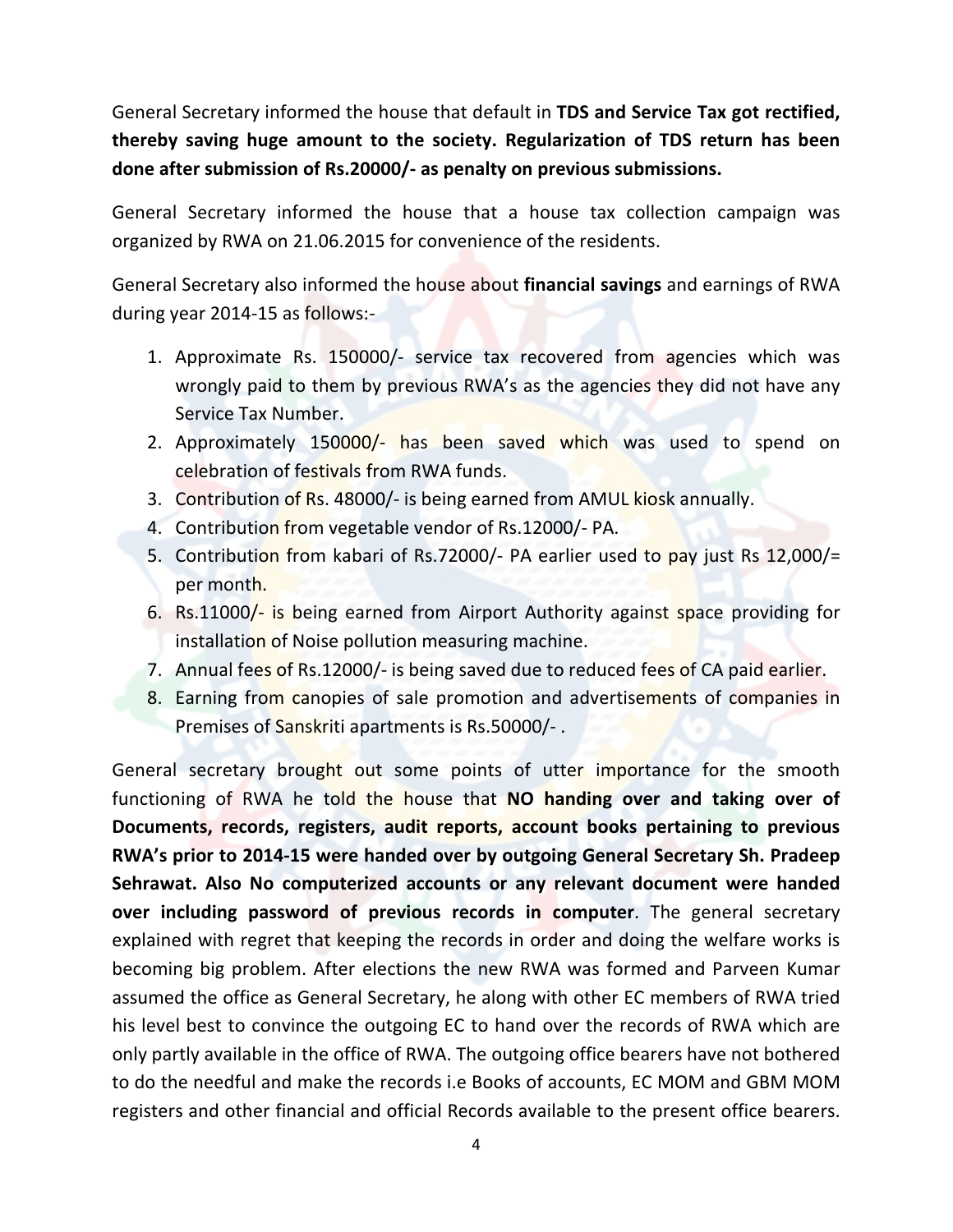General Secretary informed the house that default in **TDS and Service Tax got rectified, thereby saving huge amount to the society. Regularization of TDS return has been done after submission of Rs.20000/- as penalty on previous submissions.**

General Secretary informed the house that a house tax collection campaign was organized by RWA on 21.06.2015 for convenience of the residents.

General Secretary also informed the house about **financial savings** and earnings of RWA during year 2014-15 as follows:-

1. Approximate Rs. 150000/- service tax recovered from agencies which was wrongly paid to them by previous RWA's as the agencies they did not have any Service Tax Number.
2. Approximately 150000/- has been saved which was used to spend on celebration of festivals from RWA funds.
3. Contribution of Rs. 48000/- is being earned from AMUL kiosk annually.
4. Contribution from vegetable vendor of Rs.12000/- PA.
5. Contribution from kabari of Rs.72000/- PA earlier used to pay just Rs 12,000/= per month.
6. Rs.11000/- is being earned from Airport Authority against space providing for installation of Noise pollution measuring machine.
7. Annual fees of Rs.12000/- is being saved due to reduced fees of CA paid earlier.
8. Earning from canopies of sale promotion and advertisements of companies in Premises of Sanskriti apartments is Rs.50000/- .

General secretary brought out some points of utter importance for the smooth functioning of RWA he told the house that **NO handing over and taking over of Documents, records, registers, audit reports, account books pertaining to previous RWA's prior to 2014-15 were handed over by outgoing General Secretary Sh. Pradeep Sehrawat. Also No computerized accounts or any relevant document were handed over including password of previous records in computer**. The general secretary explained with regret that keeping the records in order and doing the welfare works is becoming big problem. After elections the new RWA was formed and Parveen Kumar assumed the office as General Secretary, he along with other EC members of RWA tried his level best to convince the outgoing EC to hand over the records of RWA which are only partly available in the office of RWA. The outgoing office bearers have not bothered to do the needful and make the records i.e Books of accounts, EC MOM and GBM MOM registers and other financial and official Records available to the present office bearers.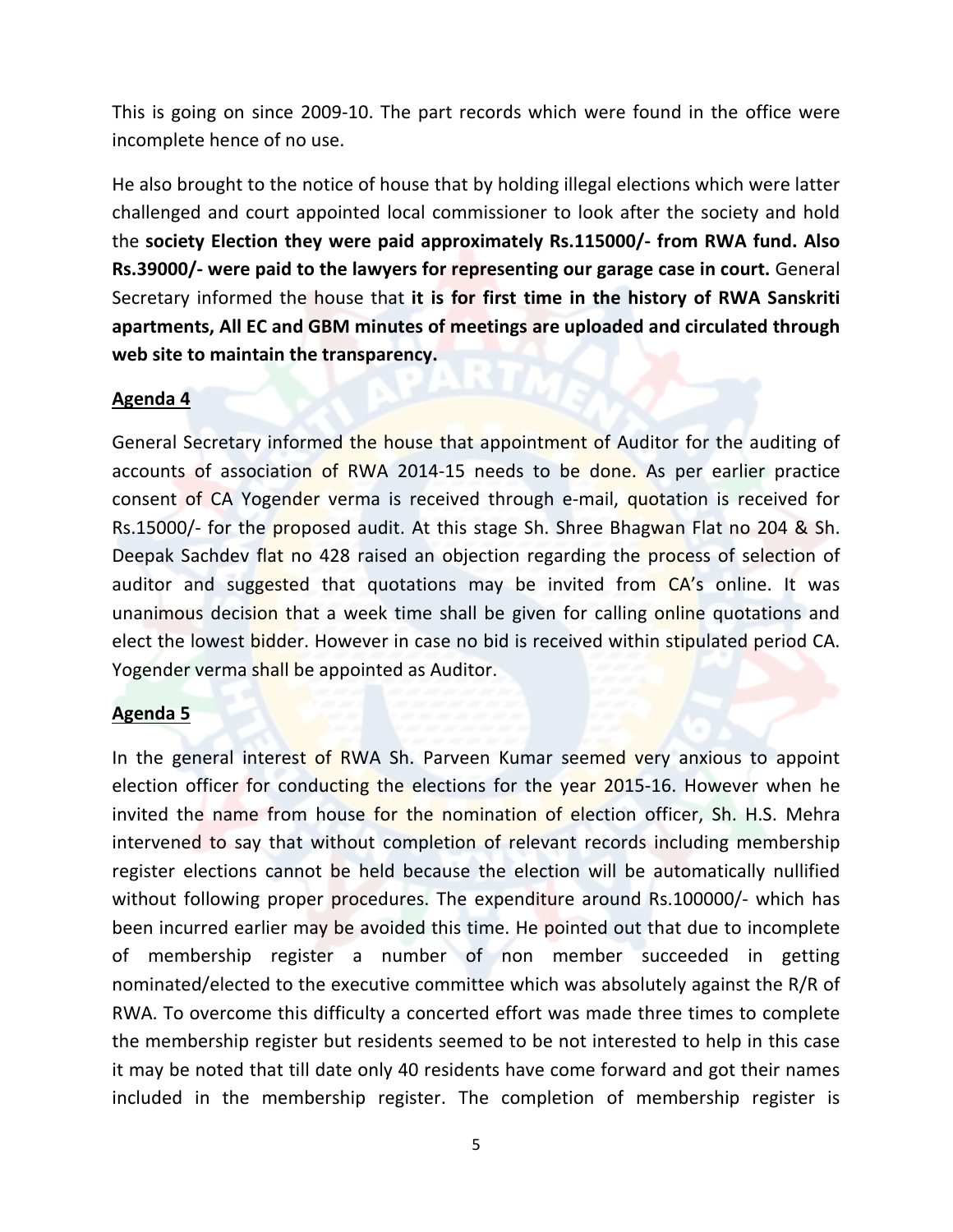This is going on since 2009-10. The part records which were found in the office were incomplete hence of no use.

He also brought to the notice of house that by holding illegal elections which were latter challenged and court appointed local commissioner to look after the society and hold the **society Election they were paid approximately Rs.115000/- from RWA fund. Also Rs.39000/- were paid to the lawyers for representing our garage case in court.** General Secretary informed the house that **it is for first time in the history of RWA Sanskriti apartments, All EC and GBM minutes of meetings are uploaded and circulated through web site to maintain the transparency.**

**Agenda 4**

General Secretary informed the house that appointment of Auditor for the auditing of accounts of association of RWA 2014-15 needs to be done. As per earlier practice consent of CA Yogender verma is received through e-mail, quotation is received for Rs.15000/- for the proposed audit. At this stage Sh. Shree Bhagwan Flat no 204 & Sh. Deepak Sachdev flat no 428 raised an objection regarding the process of selection of auditor and suggested that quotations may be invited from CA's online. It was unanimous decision that a week time shall be given for calling online quotations and elect the lowest bidder. However in case no bid is received within stipulated period CA. Yogender verma shall be appointed as Auditor.

**Agenda 5**

In the general interest of RWA Sh. Parveen Kumar seemed very anxious to appoint election officer for conducting the elections for the year 2015-16. However when he invited the name from house for the nomination of election officer, Sh. H.S. Mehra intervened to say that without completion of relevant records including membership register elections cannot be held because the election will be automatically nullified without following proper procedures. The expenditure around Rs.100000/- which has been incurred earlier may be avoided this time. He pointed out that due to incomplete of membership register a number of non member succeeded in getting nominated/elected to the executive committee which was absolutely against the R/R of RWA. To overcome this difficulty a concerted effort was made three times to complete the membership register but residents seemed to be not interested to help in this case it may be noted that till date only 40 residents have come forward and got their names included in the membership register. The completion of membership register is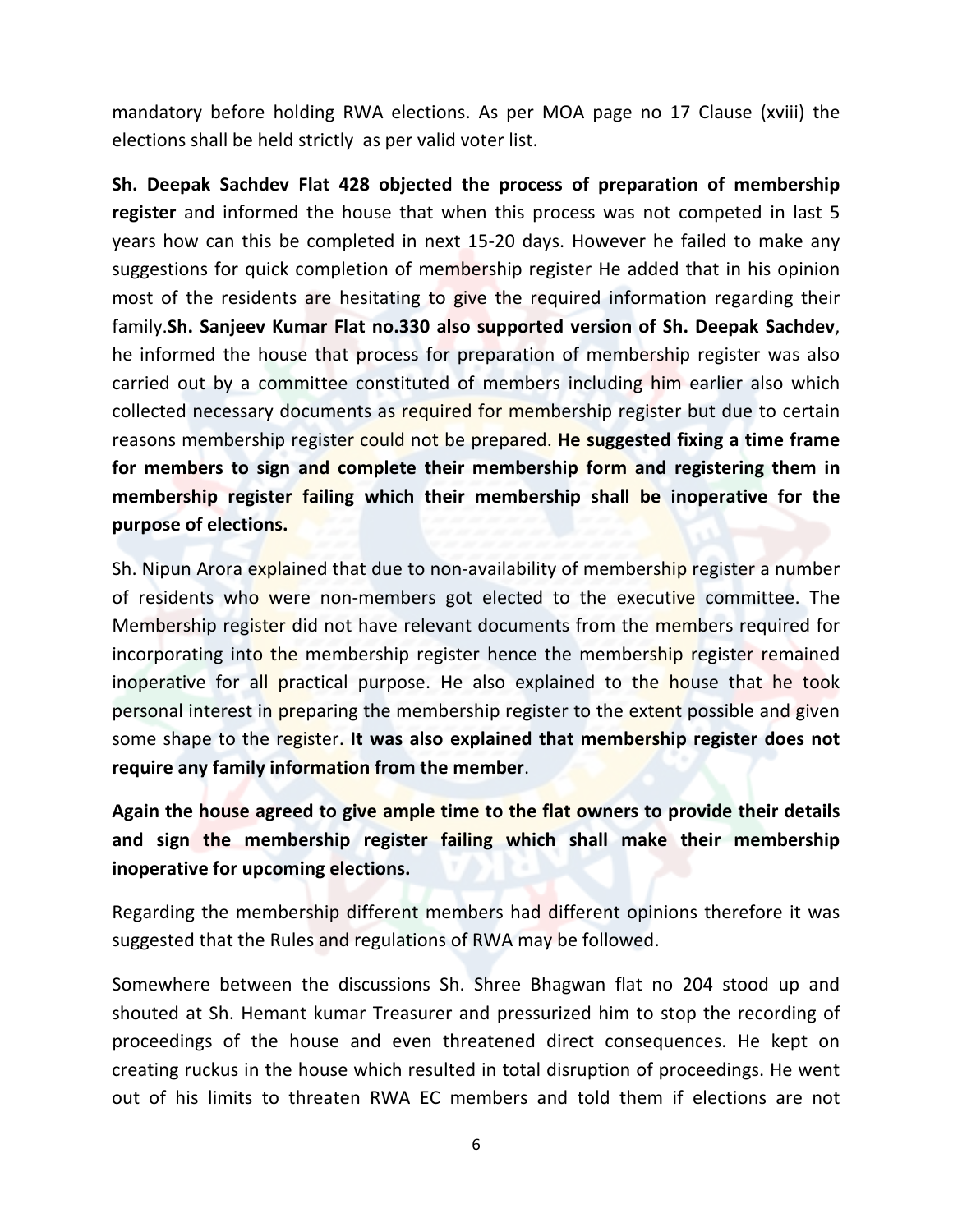mandatory before holding RWA elections. As per MOA page no 17 Clause (xviii) the elections shall be held strictly as per valid voter list.

**Sh. Deepak Sachdev Flat 428 objected the process of preparation of membership register** and informed the house that when this process was not competed in last 5 years how can this be completed in next 15-20 days. However he failed to make any suggestions for quick completion of membership register He added that in his opinion most of the residents are hesitating to give the required information regarding their family.**Sh. Sanjeev Kumar Flat no.330 also supported version of Sh. Deepak Sachdev**, he informed the house that process for preparation of membership register was also carried out by a committee constituted of members including him earlier also which collected necessary documents as required for membership register but due to certain reasons membership register could not be prepared. **He suggested fixing a time frame for members to sign and complete their membership form and registering them in membership register failing which their membership shall be inoperative for the purpose of elections.**

Sh. Nipun Arora explained that due to non-availability of membership register a number of residents who were non-members got elected to the executive committee. The Membership register did not have relevant documents from the members required for incorporating into the membership register hence the membership register remained inoperative for all practical purpose. He also explained to the house that he took personal interest in preparing the membership register to the extent possible and given some shape to the register. **It was also explained that membership register does not require any family information from the member**.

**Again the house agreed to give ample time to the flat owners to provide their details and sign the membership register failing which shall make their membership inoperative for upcoming elections.**

Regarding the membership different members had different opinions therefore it was suggested that the Rules and regulations of RWA may be followed.

Somewhere between the discussions Sh. Shree Bhagwan flat no 204 stood up and shouted at Sh. Hemant kumar Treasurer and pressurized him to stop the recording of proceedings of the house and even threatened direct consequences. He kept on creating ruckus in the house which resulted in total disruption of proceedings. He went out of his limits to threaten RWA EC members and told them if elections are not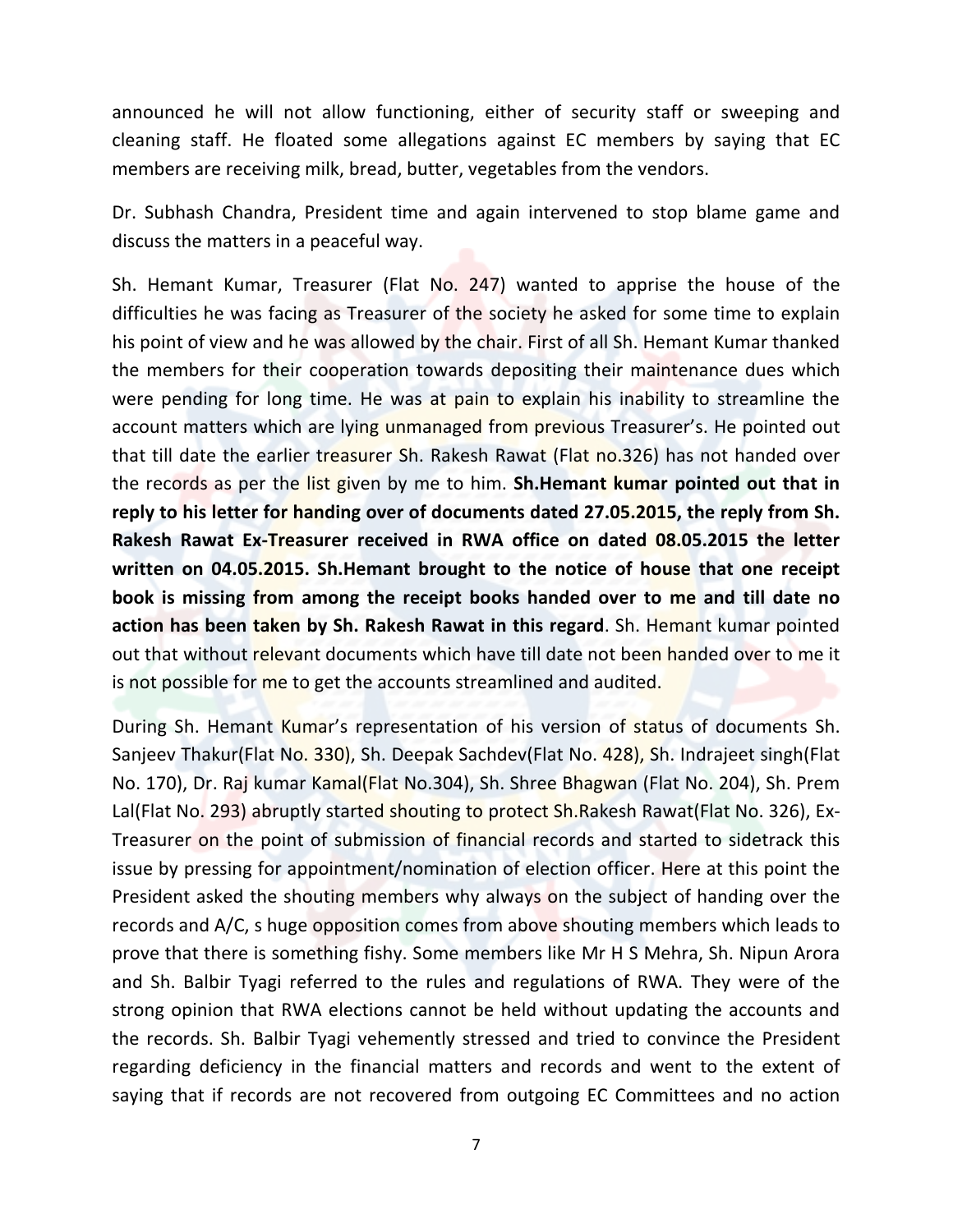announced he will not allow functioning, either of security staff or sweeping and cleaning staff. He floated some allegations against EC members by saying that EC members are receiving milk, bread, butter, vegetables from the vendors.

Dr. Subhash Chandra, President time and again intervened to stop blame game and discuss the matters in a peaceful way.

Sh. Hemant Kumar, Treasurer (Flat No. 247) wanted to apprise the house of the difficulties he was facing as Treasurer of the society he asked for some time to explain his point of view and he was allowed by the chair. First of all Sh. Hemant Kumar thanked the members for their cooperation towards depositing their maintenance dues which were pending for long time. He was at pain to explain his inability to streamline the account matters which are lying unmanaged from previous Treasurer's. He pointed out that till date the earlier treasurer Sh. Rakesh Rawat (Flat no.326) has not handed over the records as per the list given by me to him. **Sh.Hemant kumar pointed out that in reply to his letter for handing over of documents dated 27.05.2015, the reply from Sh. Rakesh Rawat Ex-Treasurer received in RWA office on dated 08.05.2015 the letter written on 04.05.2015. Sh.Hemant brought to the notice of house that one receipt book is missing from among the receipt books handed over to me and till date no action has been taken by Sh. Rakesh Rawat in this regard**. Sh. Hemant kumar pointed out that without relevant documents which have till date not been handed over to me it is not possible for me to get the accounts streamlined and audited.

During Sh. Hemant Kumar's representation of his version of status of documents Sh. Sanjeev Thakur(Flat No. 330), Sh. Deepak Sachdev(Flat No. 428), Sh. Indrajeet singh(Flat No. 170), Dr. Raj kumar Kamal(Flat No.304), Sh. Shree Bhagwan (Flat No. 204), Sh. Prem Lal(Flat No. 293) abruptly started shouting to protect Sh.Rakesh Rawat(Flat No. 326), Ex-Treasurer on the point of submission of financial records and started to sidetrack this issue by pressing for appointment/nomination of election officer. Here at this point the President asked the shouting members why always on the subject of handing over the records and A/C, s huge opposition comes from above shouting members which leads to prove that there is something fishy. Some members like Mr H S Mehra, Sh. Nipun Arora and Sh. Balbir Tyagi referred to the rules and regulations of RWA. They were of the strong opinion that RWA elections cannot be held without updating the accounts and the records. Sh. Balbir Tyagi vehemently stressed and tried to convince the President regarding deficiency in the financial matters and records and went to the extent of saying that if records are not recovered from outgoing EC Committees and no action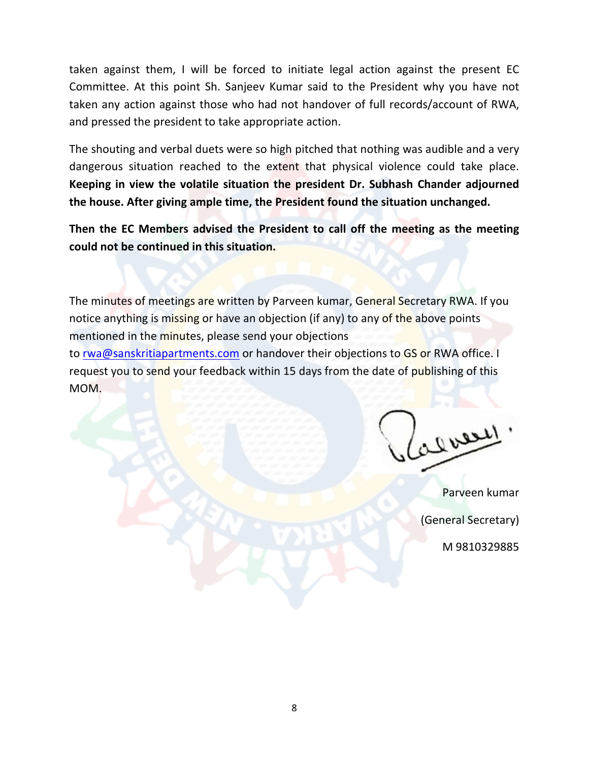taken against them, I will be forced to initiate legal action against the present EC Committee. At this point Sh. Sanjeev Kumar said to the President why you have not taken any action against those who had not handover of full records/account of RWA, and pressed the president to take appropriate action.

The shouting and verbal duets were so high pitched that nothing was audible and a very dangerous situation reached to the extent that physical violence could take place. **Keeping in view the volatile situation the president Dr. Subhash Chander adjourned the house. After giving ample time, the President found the situation unchanged.**

**Then the EC Members advised the President to call off the meeting as the meeting could not be continued in this situation.**

The minutes of meetings are written by Parveen kumar, General Secretary RWA. If you notice anything is missing or have an objection (if any) to any of the above points mentioned in the minutes, please send your objections to rwa@sanskritiapartments.com or handover their objections to GS or RWA office. I request you to send your feedback within 15 days from the date of publishing of this MOM.

Parveen kumar

(General Secretary)

M 9810329885